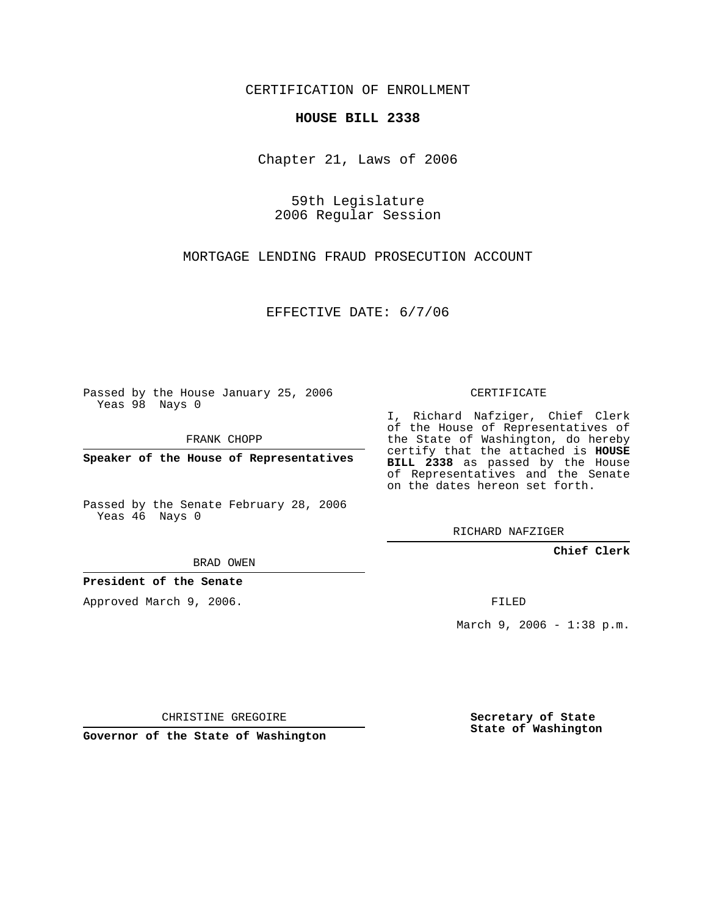CERTIFICATION OF ENROLLMENT

**HOUSE BILL 2338**

Chapter 21, Laws of 2006

59th Legislature
2006 Regular Session

MORTGAGE LENDING FRAUD PROSECUTION ACCOUNT

EFFECTIVE DATE: 6/7/06

Passed by the House January 25, 2006
Yeas 98 Nays 0

FRANK CHOPP

**Speaker of the House of Representatives**

Passed by the Senate February 28, 2006
Yeas 46 Nays 0

BRAD OWEN

**President of the Senate**

Approved March 9, 2006.

CHRISTINE GREGOIRE

**Governor of the State of Washington**

CERTIFICATE

I, Richard Nafziger, Chief Clerk of the House of Representatives of the State of Washington, do hereby certify that the attached is **HOUSE BILL 2338** as passed by the House of Representatives and the Senate on the dates hereon set forth.

RICHARD NAFZIGER

**Chief Clerk**

FILED

March 9, 2006 - 1:38 p.m.

**Secretary of State**
**State of Washington**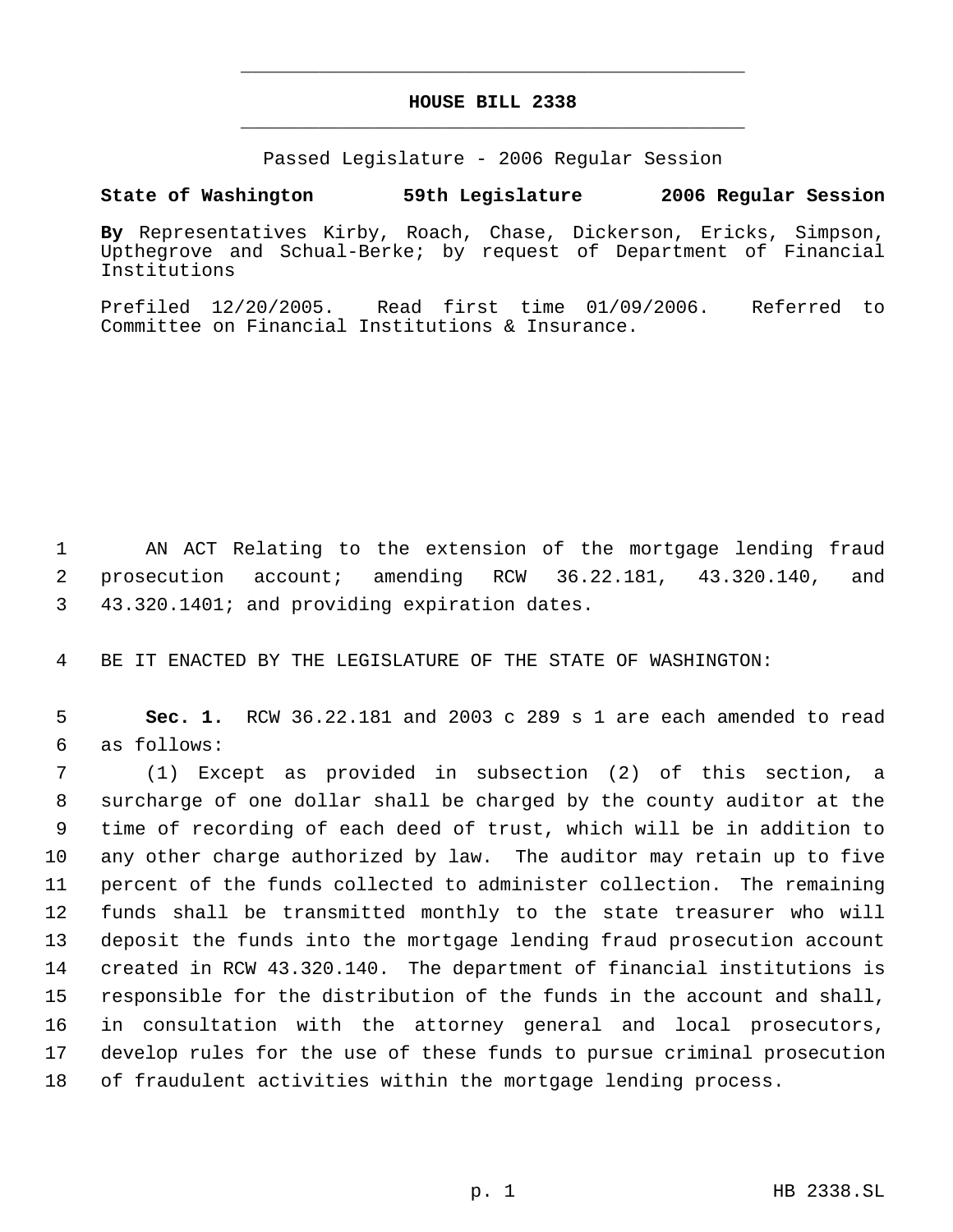# HOUSE BILL 2338

Passed Legislature - 2006 Regular Session

**State of Washington 59th Legislature 2006 Regular Session**

**By** Representatives Kirby, Roach, Chase, Dickerson, Ericks, Simpson, Upthegrove and Schual-Berke; by request of Department of Financial Institutions

Prefiled 12/20/2005. Read first time 01/09/2006. Referred to Committee on Financial Institutions & Insurance.

1 AN ACT Relating to the extension of the mortgage lending fraud
2 prosecution account; amending RCW 36.22.181, 43.320.140, and
3 43.320.1401; and providing expiration dates.

4 BE IT ENACTED BY THE LEGISLATURE OF THE STATE OF WASHINGTON:

5 **Sec. 1.** RCW 36.22.181 and 2003 c 289 s 1 are each amended to read
6 as follows:

7 (1) Except as provided in subsection (2) of this section, a
8 surcharge of one dollar shall be charged by the county auditor at the
9 time of recording of each deed of trust, which will be in addition to
10 any other charge authorized by law. The auditor may retain up to five
11 percent of the funds collected to administer collection. The remaining
12 funds shall be transmitted monthly to the state treasurer who will
13 deposit the funds into the mortgage lending fraud prosecution account
14 created in RCW 43.320.140. The department of financial institutions is
15 responsible for the distribution of the funds in the account and shall,
16 in consultation with the attorney general and local prosecutors,
17 develop rules for the use of these funds to pursue criminal prosecution
18 of fraudulent activities within the mortgage lending process.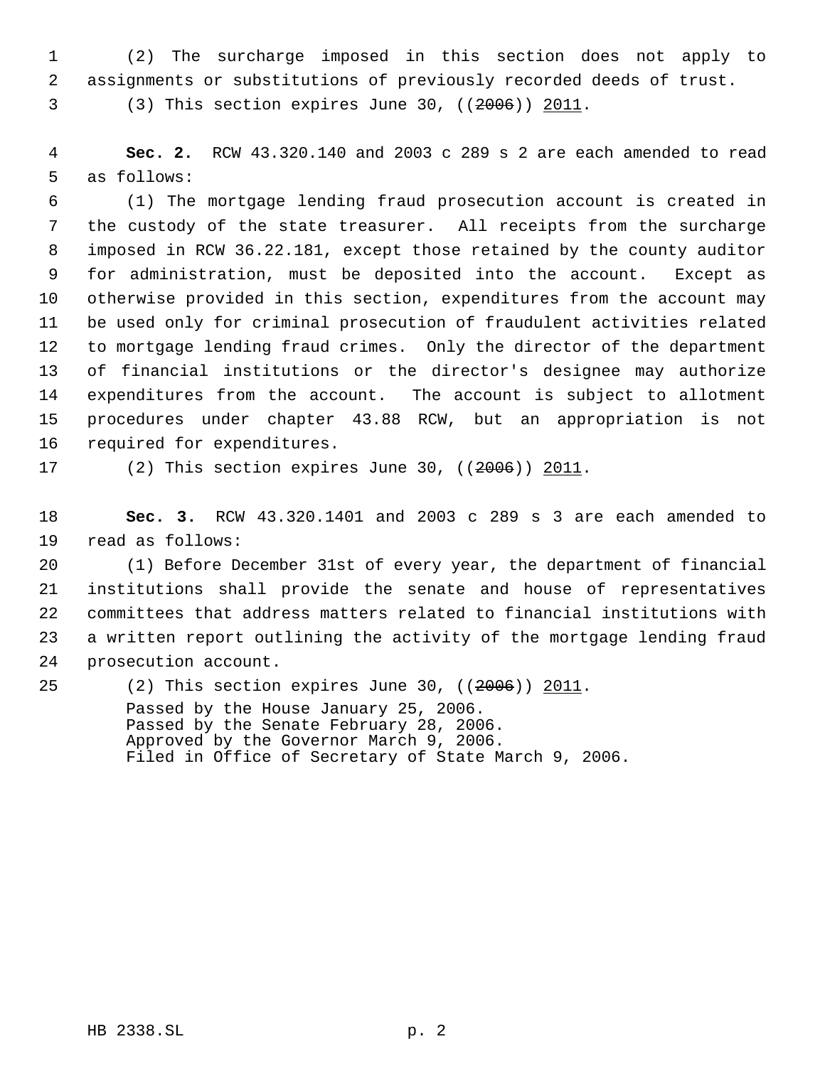(2) The surcharge imposed in this section does not apply to assignments or substitutions of previously recorded deeds of trust.

(3) This section expires June 30, ((~~2006~~)) 2011.

**Sec. 2.** RCW 43.320.140 and 2003 c 289 s 2 are each amended to read as follows:

(1) The mortgage lending fraud prosecution account is created in the custody of the state treasurer. All receipts from the surcharge imposed in RCW 36.22.181, except those retained by the county auditor for administration, must be deposited into the account. Except as otherwise provided in this section, expenditures from the account may be used only for criminal prosecution of fraudulent activities related to mortgage lending fraud crimes. Only the director of the department of financial institutions or the director's designee may authorize expenditures from the account. The account is subject to allotment procedures under chapter 43.88 RCW, but an appropriation is not required for expenditures.

(2) This section expires June 30, ((~~2006~~)) 2011.

**Sec. 3.** RCW 43.320.1401 and 2003 c 289 s 3 are each amended to read as follows:

(1) Before December 31st of every year, the department of financial institutions shall provide the senate and house of representatives committees that address matters related to financial institutions with a written report outlining the activity of the mortgage lending fraud prosecution account.

(2) This section expires June 30, ((~~2006~~)) 2011.

Passed by the House January 25, 2006.
Passed by the Senate February 28, 2006.
Approved by the Governor March 9, 2006.
Filed in Office of Secretary of State March 9, 2006.